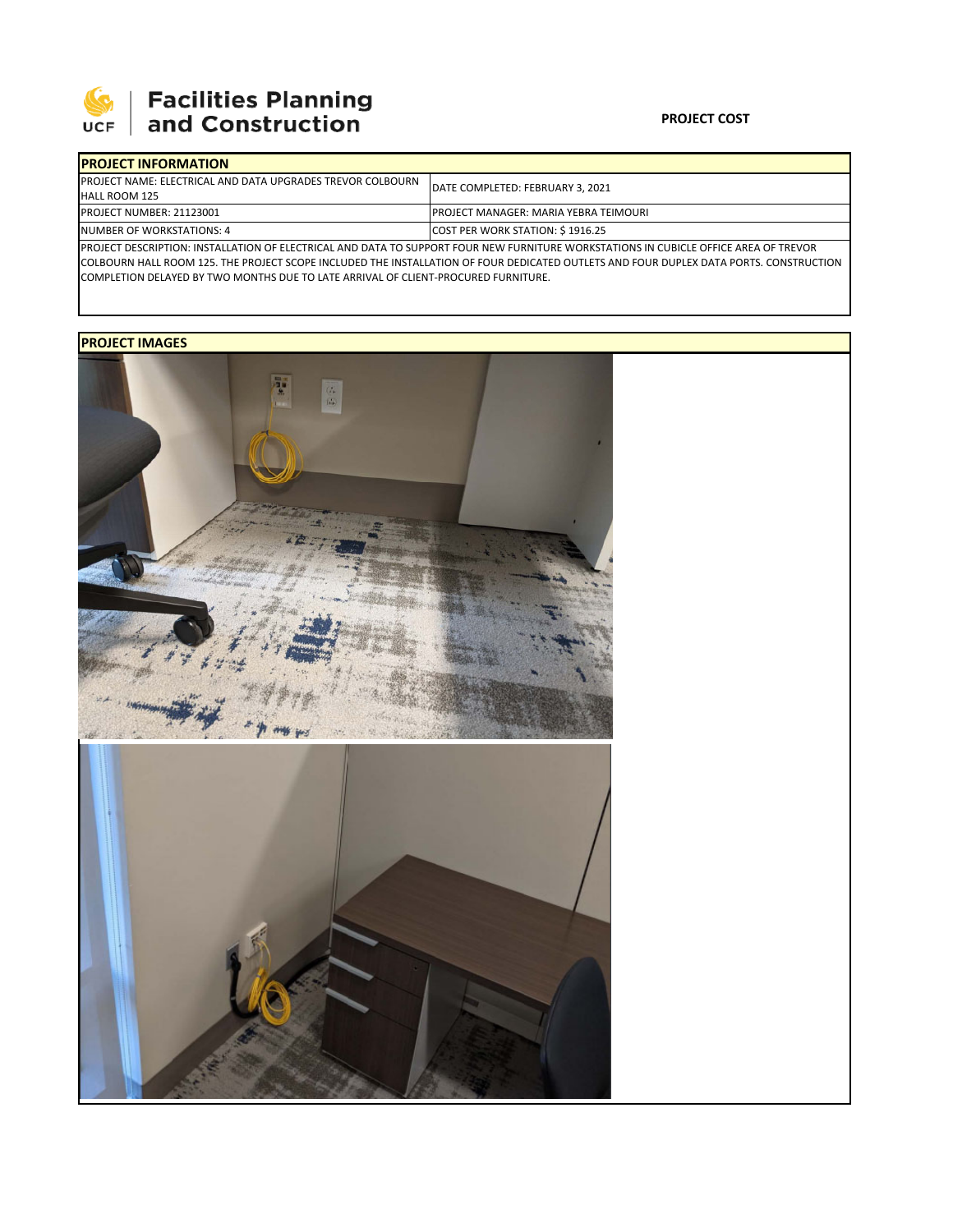Facilities Planning and Construction

**PROJECT COST**

| PROJECT INFORMATION | |
|---|---|
| PROJECT NAME: ELECTRICAL AND DATA UPGRADES TREVOR COLBOURN HALL ROOM 125 | DATE COMPLETED: FEBRUARY 3, 2021 |
| PROJECT NUMBER: 21123001 | PROJECT MANAGER: MARIA YEBRA TEIMOURI |
| NUMBER OF WORKSTATIONS: 4 | COST PER WORK STATION: $ 1916.25 |

PROJECT DESCRIPTION: INSTALLATION OF ELECTRICAL AND DATA TO SUPPORT FOUR NEW FURNITURE WORKSTATIONS IN CUBICLE OFFICE AREA OF TREVOR COLBOURN HALL ROOM 125. THE PROJECT SCOPE INCLUDED THE INSTALLATION OF FOUR DEDICATED OUTLETS AND FOUR DUPLEX DATA PORTS. CONSTRUCTION COMPLETION DELAYED BY TWO MONTHS DUE TO LATE ARRIVAL OF CLIENT-PROCURED FURNITURE.

**PROJECT IMAGES**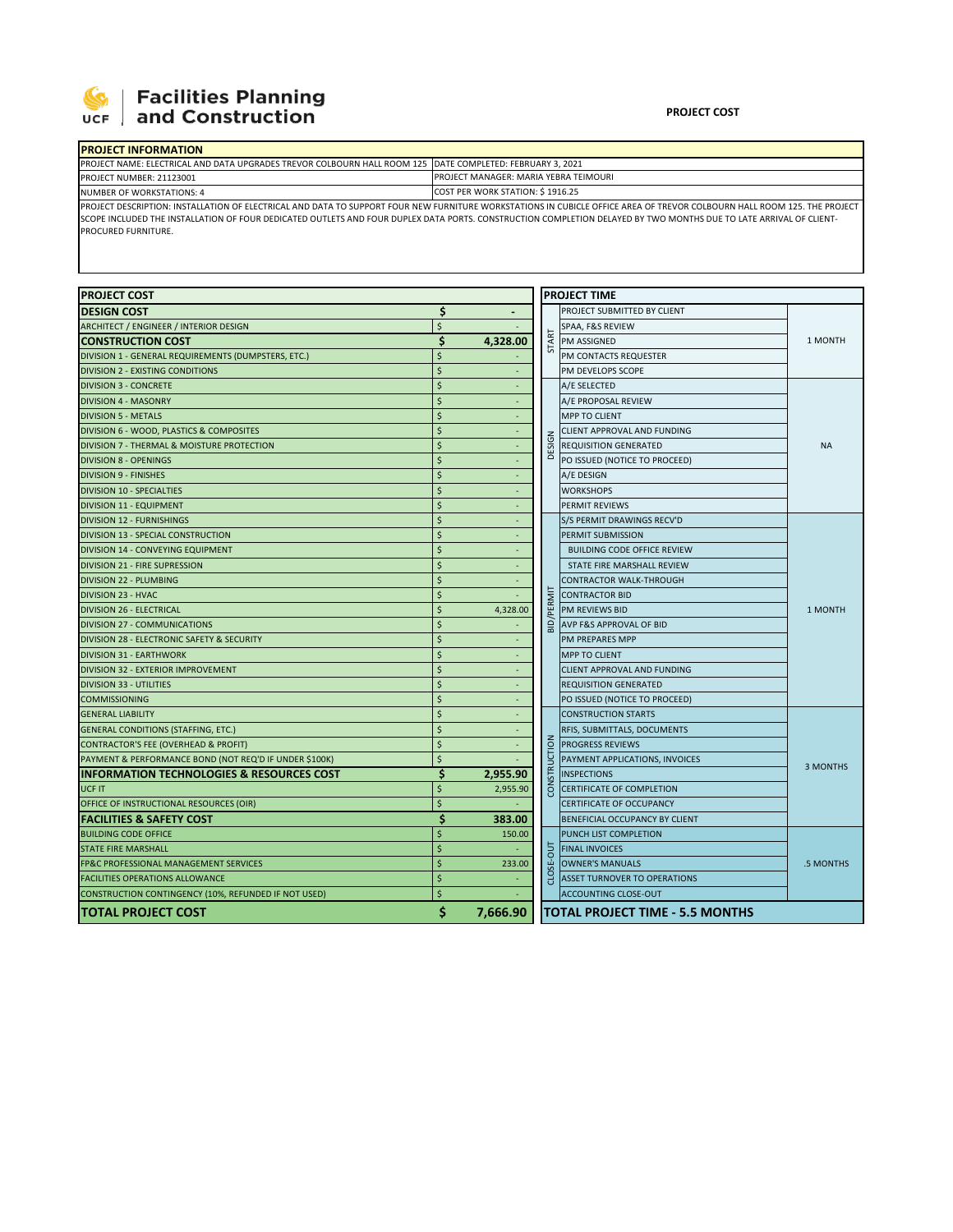**Facilities Planning and Construction**

**PROJECT COST**

| **PROJECT INFORMATION** | |
|---|---|
| PROJECT NAME: ELECTRICAL AND DATA UPGRADES TREVOR COLBOURN HALL ROOM 125 | DATE COMPLETED: FEBRUARY 3, 2021 |
| PROJECT NUMBER: 21123001 | PROJECT MANAGER: MARIA YEBRA TEIMOURI |
| NUMBER OF WORKSTATIONS: 4 | COST PER WORK STATION: $ 1916.25 |

PROJECT DESCRIPTION: INSTALLATION OF ELECTRICAL AND DATA TO SUPPORT FOUR NEW FURNITURE WORKSTATIONS IN CUBICLE OFFICE AREA OF TREVOR COLBOURN HALL ROOM 125. THE PROJECT SCOPE INCLUDED THE INSTALLATION OF FOUR DEDICATED OUTLETS AND FOUR DUPLEX DATA PORTS. CONSTRUCTION COMPLETION DELAYED BY TWO MONTHS DUE TO LATE ARRIVAL OF CLIENT-PROCURED FURNITURE.

| **PROJECT COST** | |
|---|---|
| **DESIGN COST** | **$ -** |
| ARCHITECT / ENGINEER / INTERIOR DESIGN | $ - |
| **CONSTRUCTION COST** | **$ 4,328.00** |
| DIVISION 1 - GENERAL REQUIREMENTS (DUMPSTERS, ETC.) | $ - |
| DIVISION 2 - EXISTING CONDITIONS | $ - |
| DIVISION 3 - CONCRETE | $ - |
| DIVISION 4 - MASONRY | $ - |
| DIVISION 5 - METALS | $ - |
| DIVISION 6 - WOOD, PLASTICS & COMPOSITES | $ - |
| DIVISION 7 - THERMAL & MOISTURE PROTECTION | $ - |
| DIVISION 8 - OPENINGS | $ - |
| DIVISION 9 - FINISHES | $ - |
| DIVISION 10 - SPECIALTIES | $ - |
| DIVISION 11 - EQUIPMENT | $ - |
| DIVISION 12 - FURNISHINGS | $ - |
| DIVISION 13 - SPECIAL CONSTRUCTION | $ - |
| DIVISION 14 - CONVEYING EQUIPMENT | $ - |
| DIVISION 21 - FIRE SUPRESSION | $ - |
| DIVISION 22 - PLUMBING | $ - |
| DIVISION 23 - HVAC | $ - |
| DIVISION 26 - ELECTRICAL | $ 4,328.00 |
| DIVISION 27 - COMMUNICATIONS | $ - |
| DIVISION 28 - ELECTRONIC SAFETY & SECURITY | $ - |
| DIVISION 31 - EARTHWORK | $ - |
| DIVISION 32 - EXTERIOR IMPROVEMENT | $ - |
| DIVISION 33 - UTILITIES | $ - |
| COMMISSIONING | $ - |
| GENERAL LIABILITY | $ - |
| GENERAL CONDITIONS (STAFFING, ETC.) | $ - |
| CONTRACTOR'S FEE (OVERHEAD & PROFIT) | $ - |
| PAYMENT & PERFORMANCE BOND (NOT REQ'D IF UNDER $100K) | $ - |
| **INFORMATION TECHNOLOGIES & RESOURCES COST** | **$ 2,955.90** |
| UCF IT | $ 2,955.90 |
| OFFICE OF INSTRUCTIONAL RESOURCES (OIR) | $ - |
| **FACILITIES & SAFETY COST** | **$ 383.00** |
| BUILDING CODE OFFICE | $ 150.00 |
| STATE FIRE MARSHALL | $ - |
| FP&C PROFESSIONAL MANAGEMENT SERVICES | $ 233.00 |
| FACILITIES OPERATIONS ALLOWANCE | $ - |
| CONSTRUCTION CONTINGENCY (10%, REFUNDED IF NOT USED) | $ - |
| **TOTAL PROJECT COST** | **$ 7,666.90** |

| **PROJECT TIME** | | |
|---|---|---|
| START | PROJECT SUBMITTED BY CLIENT | 1 MONTH |
| | SPAA, F&S REVIEW | |
| | PM ASSIGNED | |
| | PM CONTACTS REQUESTER | |
| | PM DEVELOPS SCOPE | |
| DESIGN | A/E SELECTED | NA |
| | A/E PROPOSAL REVIEW | |
| | MPP TO CLIENT | |
| | CLIENT APPROVAL AND FUNDING | |
| | REQUISITION GENERATED | |
| | PO ISSUED (NOTICE TO PROCEED) | |
| | A/E DESIGN | |
| | WORKSHOPS | |
| | PERMIT REVIEWS | |
| BID/PERMIT | S/S PERMIT DRAWINGS RECV'D | 1 MONTH |
| | PERMIT SUBMISSION | |
| | BUILDING CODE OFFICE REVIEW | |
| | STATE FIRE MARSHALL REVIEW | |
| | CONTRACTOR WALK-THROUGH | |
| | CONTRACTOR BID | |
| | PM REVIEWS BID | |
| | AVP F&S APPROVAL OF BID | |
| | PM PREPARES MPP | |
| | MPP TO CLIENT | |
| | CLIENT APPROVAL AND FUNDING | |
| | REQUISITION GENERATED | |
| | PO ISSUED (NOTICE TO PROCEED) | |
| CONSTRUCTION | CONSTRUCTION STARTS | 3 MONTHS |
| | RFIS, SUBMITTALS, DOCUMENTS | |
| | PROGRESS REVIEWS | |
| | PAYMENT APPLICATIONS, INVOICES | |
| | INSPECTIONS | |
| | CERTIFICATE OF COMPLETION | |
| | CERTIFICATE OF OCCUPANCY | |
| | BENEFICIAL OCCUPANCY BY CLIENT | |
| CLOSE-OUT | PUNCH LIST COMPLETION | .5 MONTHS |
| | FINAL INVOICES | |
| | OWNER'S MANUALS | |
| | ASSET TURNOVER TO OPERATIONS | |
| | ACCOUNTING CLOSE-OUT | |
| **TOTAL PROJECT TIME - 5.5 MONTHS** | | |